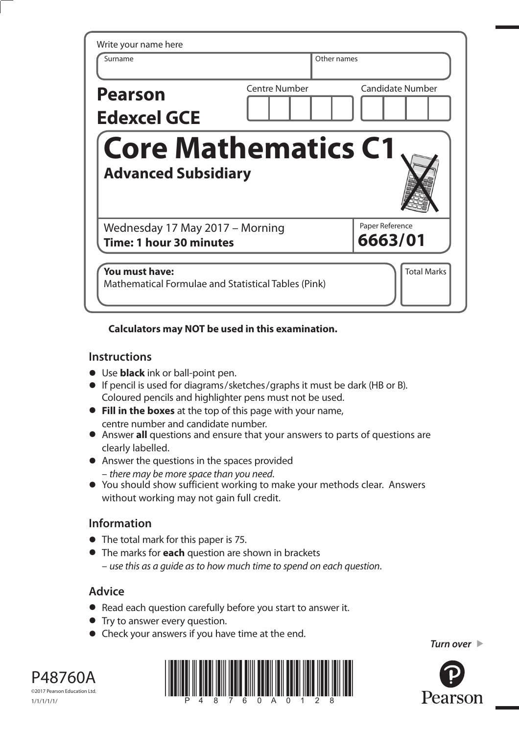Write your name here

| Surname | Other names |
|---|---|
| | |

**Pearson Edexcel GCE**

| Centre Number | Candidate Number |
|---|---|
| | |

# Core Mathematics C1

## Advanced Subsidiary

Wednesday 17 May 2017 – Morning
**Time: 1 hour 30 minutes**

Paper Reference
**6663/01**

**You must have:**
Mathematical Formulae and Statistical Tables (Pink)

Total Marks

**Calculators may NOT be used in this examination.**

## Instructions

- Use **black** ink or ball-point pen.
- If pencil is used for diagrams/sketches/graphs it must be dark (HB or B). Coloured pencils and highlighter pens must not be used.
- **Fill in the boxes** at the top of this page with your name, centre number and candidate number.
- Answer **all** questions and ensure that your answers to parts of questions are clearly labelled.
- Answer the questions in the spaces provided
  – *there may be more space than you need*.
- You should show sufficient working to make your methods clear. Answers without working may not gain full credit.

## Information

- The total mark for this paper is 75.
- The marks for **each** question are shown in brackets
  – *use this as a guide as to how much time to spend on each question*.

## Advice

- Read each question carefully before you start to answer it.
- Try to answer every question.
- Check your answers if you have time at the end.

*Turn over*

P48760A
©2017 Pearson Education Ltd.
1/1/1/1/1/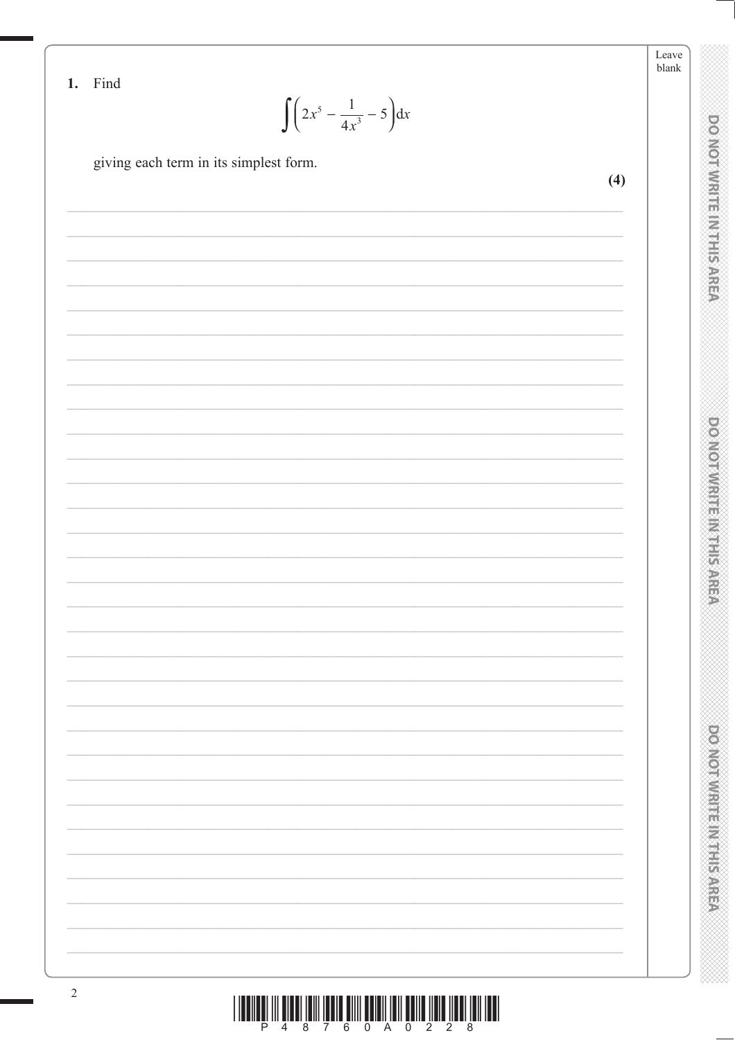1. Find

$$\int\left(2x^5 - \frac{1}{4x^3} - 5\right)\mathrm{d}x$$

giving each term in its simplest form.

**(4)**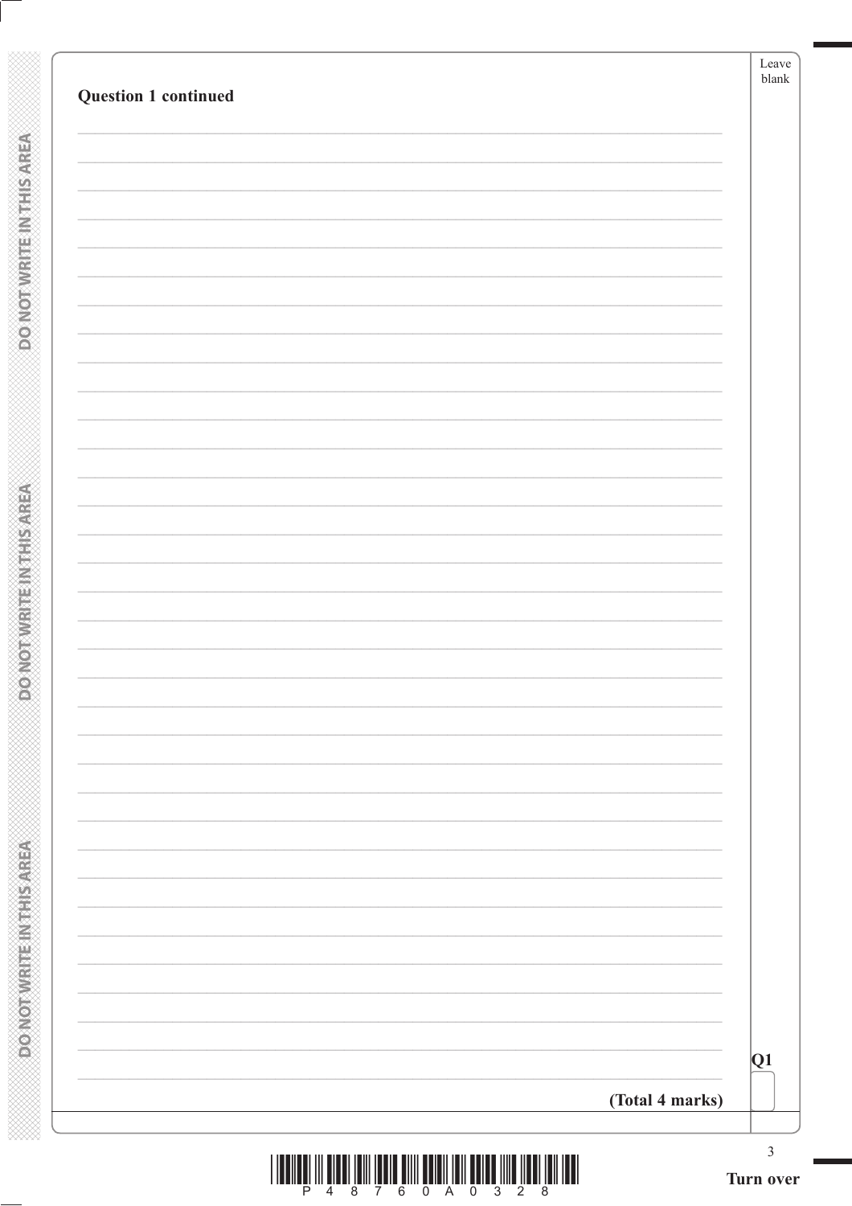**Question 1 continued**

**(Total 4 marks)**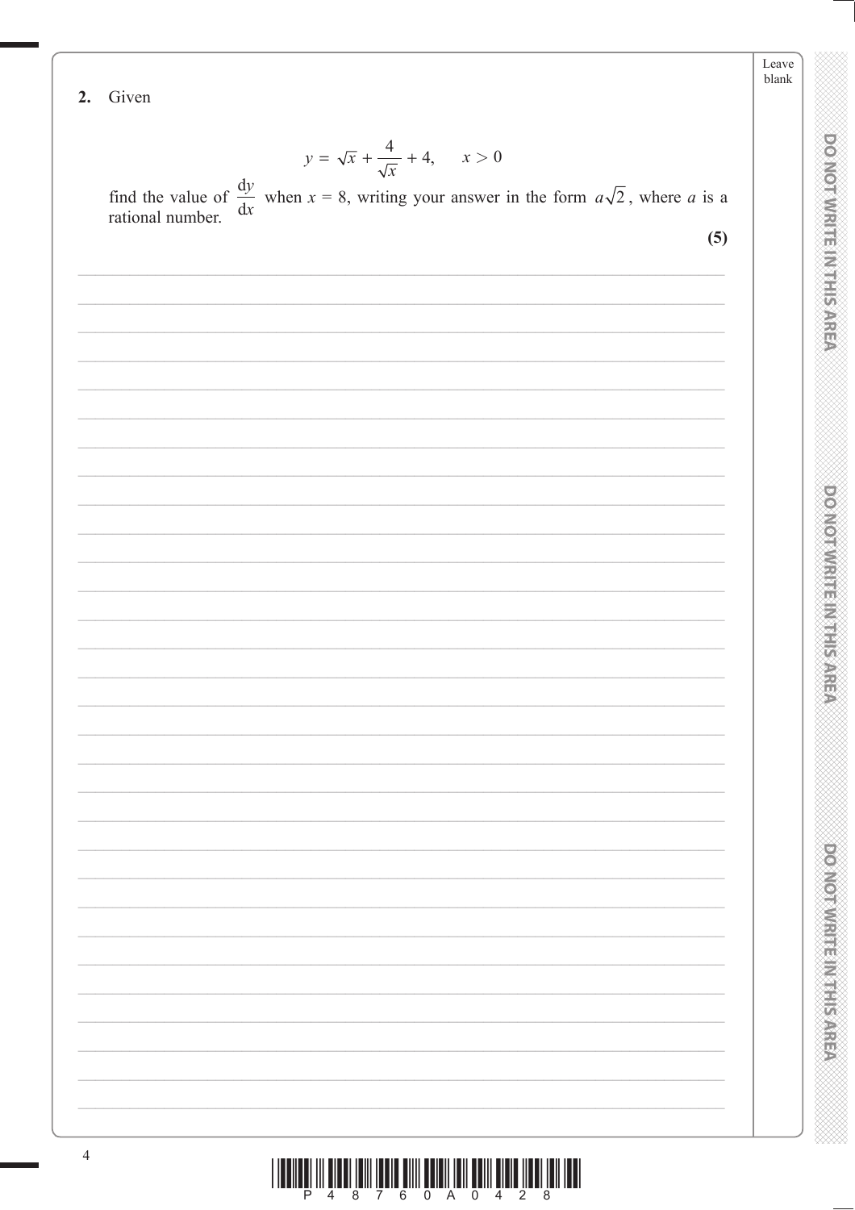**2.** Given

$$y = \sqrt{x} + \frac{4}{\sqrt{x}} + 4, \qquad x > 0$$

find the value of $\frac{\mathrm{d}y}{\mathrm{d}x}$ when $x = 8$, writing your answer in the form $a\sqrt{2}$, where $a$ is a rational number.

**(5)**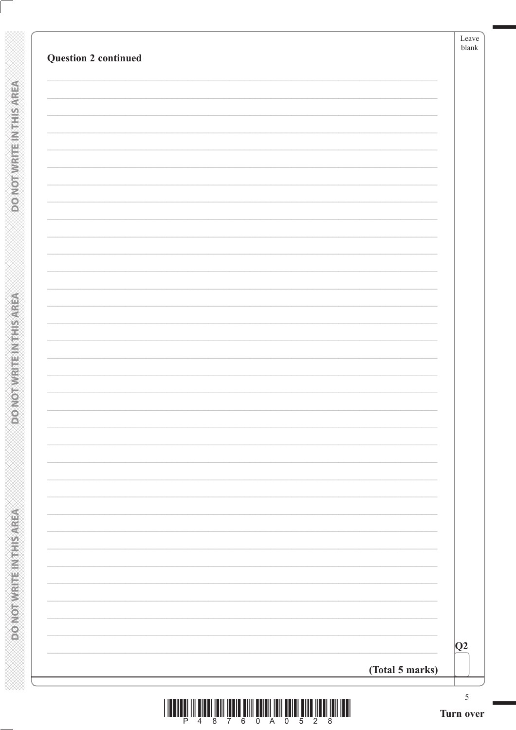**Question 2 continued**

Q2

**(Total 5 marks)**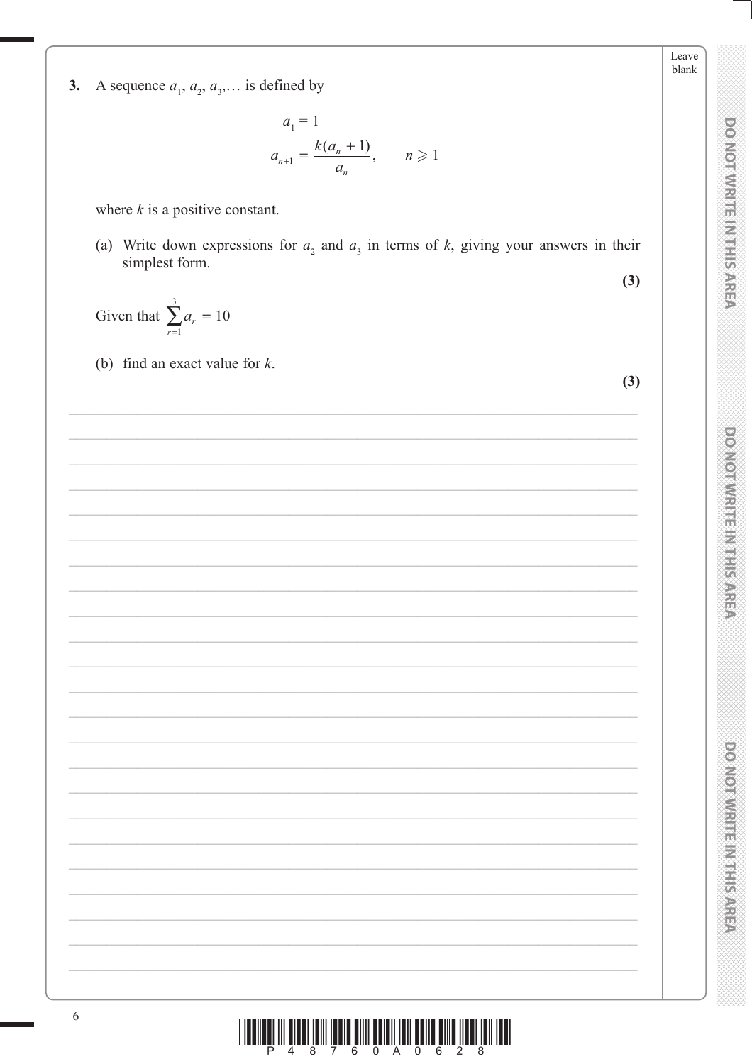**3.** A sequence $a_1, a_2, a_3, \ldots$ is defined by

$$a_1 = 1$$

$$a_{n+1} = \frac{k(a_n + 1)}{a_n}, \qquad n \geqslant 1$$

where $k$ is a positive constant.

(a) Write down expressions for $a_2$ and $a_3$ in terms of $k$, giving your answers in their simplest form.

**(3)**

Given that $\sum_{r=1}^{3} a_r = 10$

(b) find an exact value for $k$.

**(3)**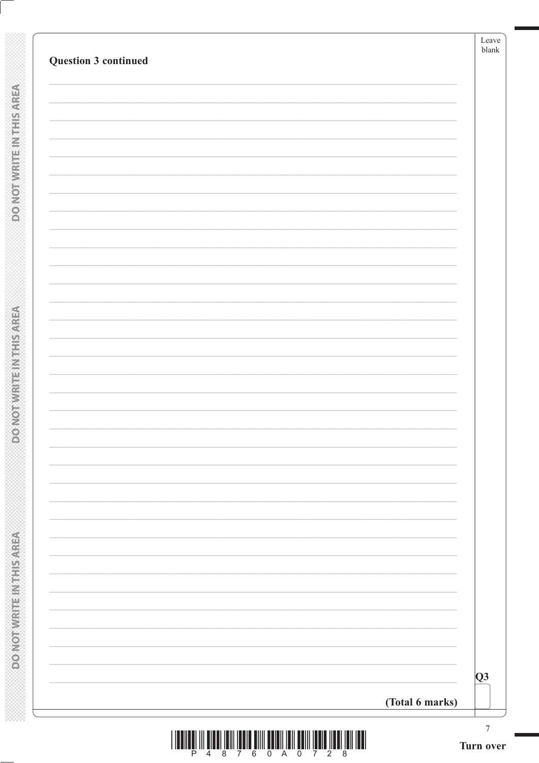**Question 3 continued**

**Q3**

**(Total 6 marks)**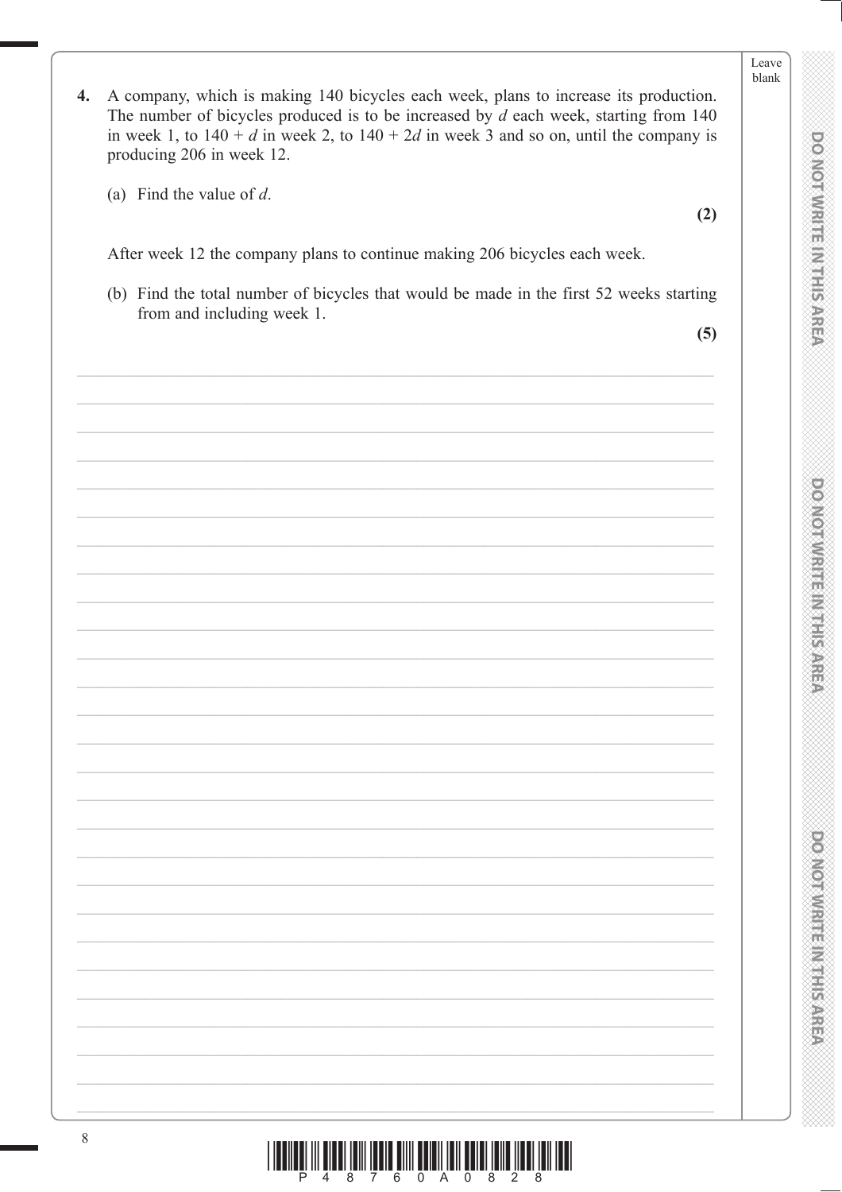**4.** A company, which is making 140 bicycles each week, plans to increase its production. The number of bicycles produced is to be increased by $d$ each week, starting from 140 in week 1, to $140 + d$ in week 2, to $140 + 2d$ in week 3 and so on, until the company is producing 206 in week 12.

(a) Find the value of $d$.

**(2)**

After week 12 the company plans to continue making 206 bicycles each week.

(b) Find the total number of bicycles that would be made in the first 52 weeks starting from and including week 1.

**(5)**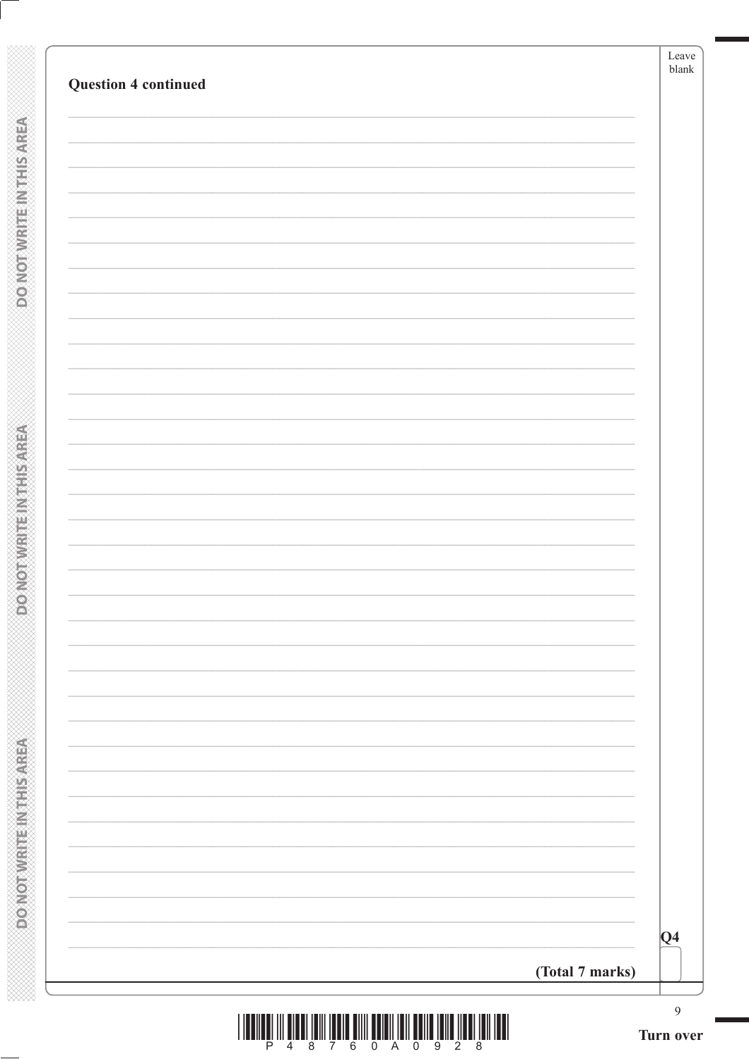**Question 4 continued**

**(Total 7 marks)**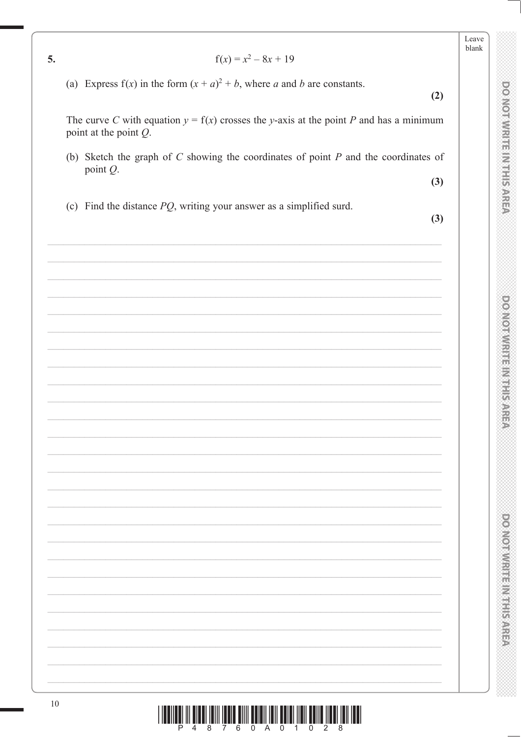**5.**

$$f(x) = x^2 - 8x + 19$$

(a) Express $f(x)$ in the form $(x + a)^2 + b$, where $a$ and $b$ are constants.

**(2)**

The curve $C$ with equation $y = f(x)$ crosses the $y$-axis at the point $P$ and has a minimum point at the point $Q$.

(b) Sketch the graph of $C$ showing the coordinates of point $P$ and the coordinates of point $Q$.

**(3)**

(c) Find the distance $PQ$, writing your answer as a simplified surd.

**(3)**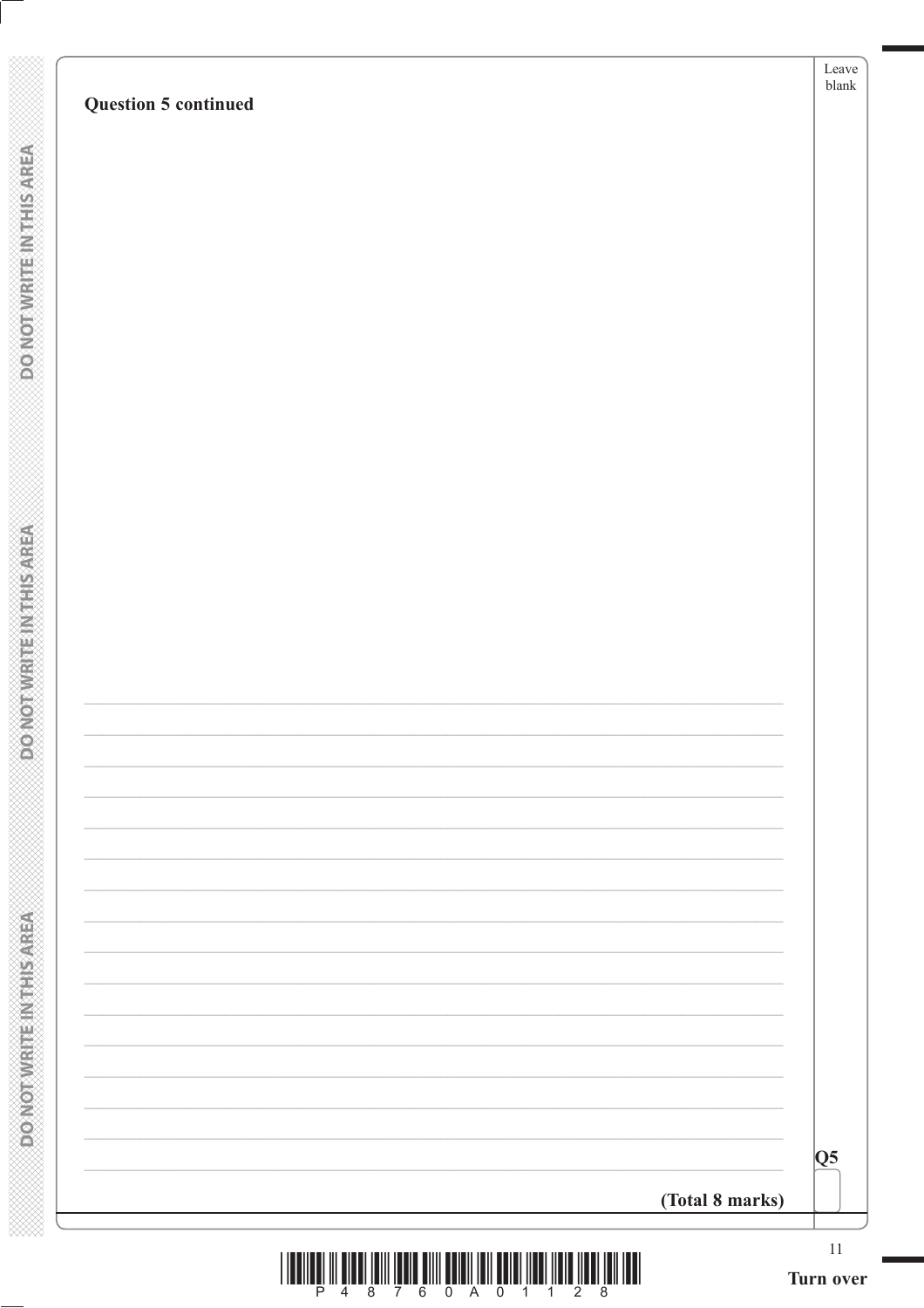**Question 5 continued**

**(Total 8 marks)**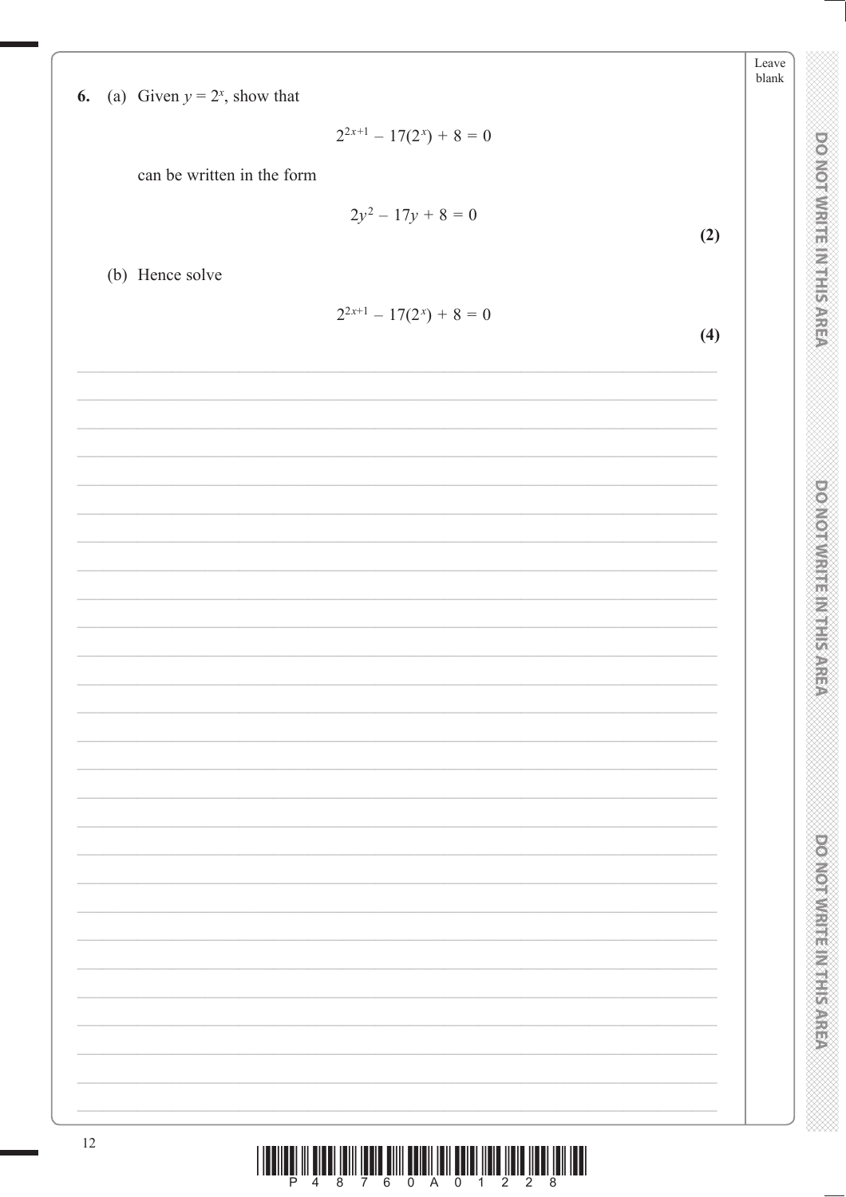**6.** (a) Given $y = 2^x$, show that

$$2^{2x+1} - 17(2^x) + 8 = 0$$

can be written in the form

$$2y^2 - 17y + 8 = 0$$

**(2)**

(b) Hence solve

$$2^{2x+1} - 17(2^x) + 8 = 0$$

**(4)**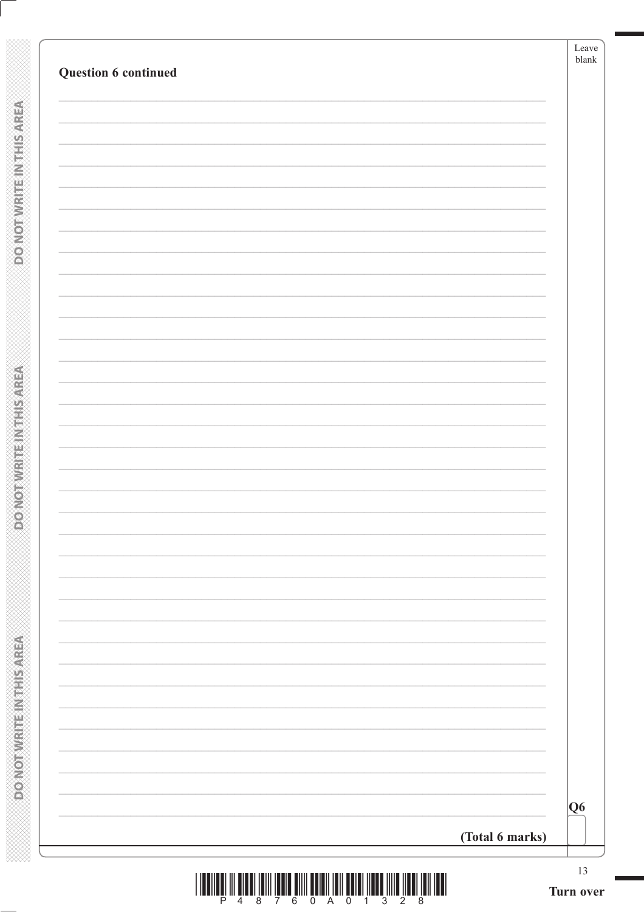**Question 6 continued**

**(Total 6 marks)**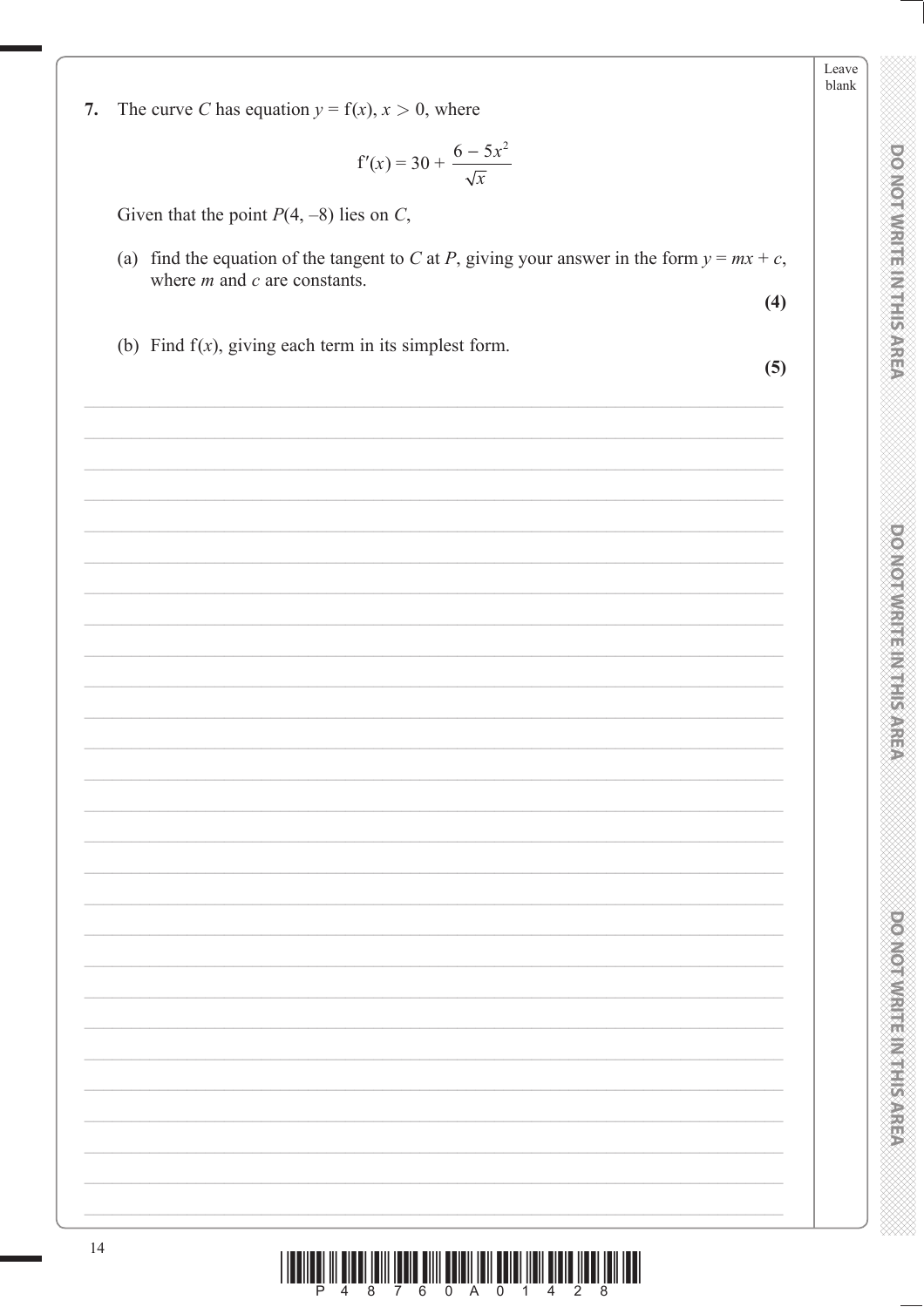**7.** The curve $C$ has equation $y = f(x)$, $x > 0$, where

$$f'(x) = 30 + \frac{6 - 5x^2}{\sqrt{x}}$$

Given that the point $P(4, -8)$ lies on $C$,

(a) find the equation of the tangent to $C$ at $P$, giving your answer in the form $y = mx + c$, where $m$ and $c$ are constants.

**(4)**

(b) Find $f(x)$, giving each term in its simplest form.

**(5)**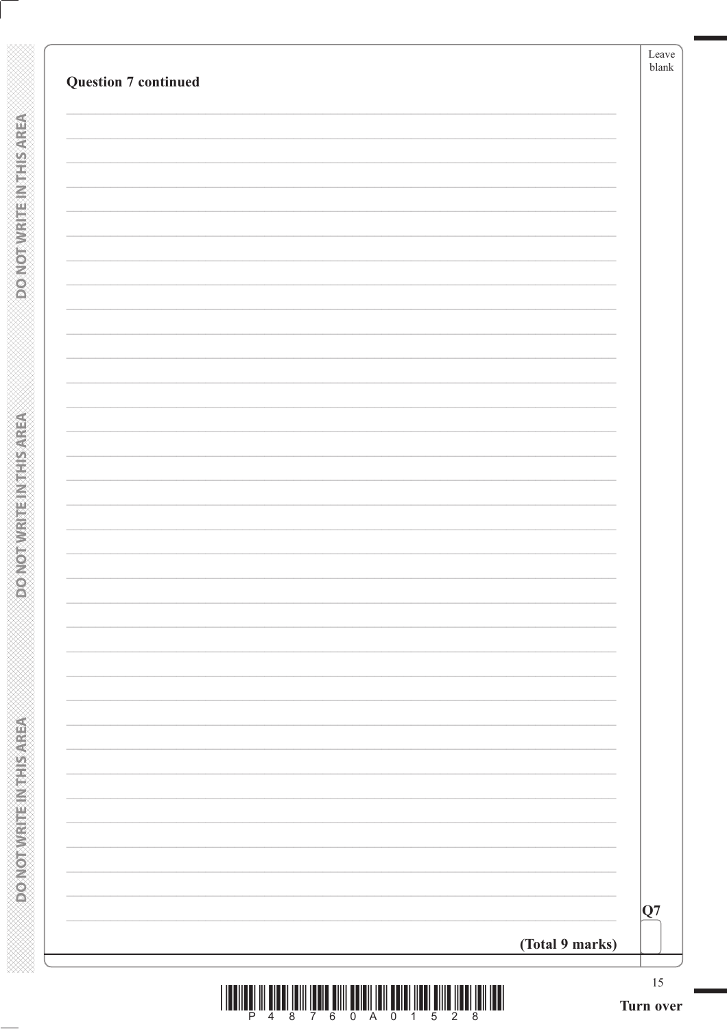**Question 7 continued**

**(Total 9 marks)**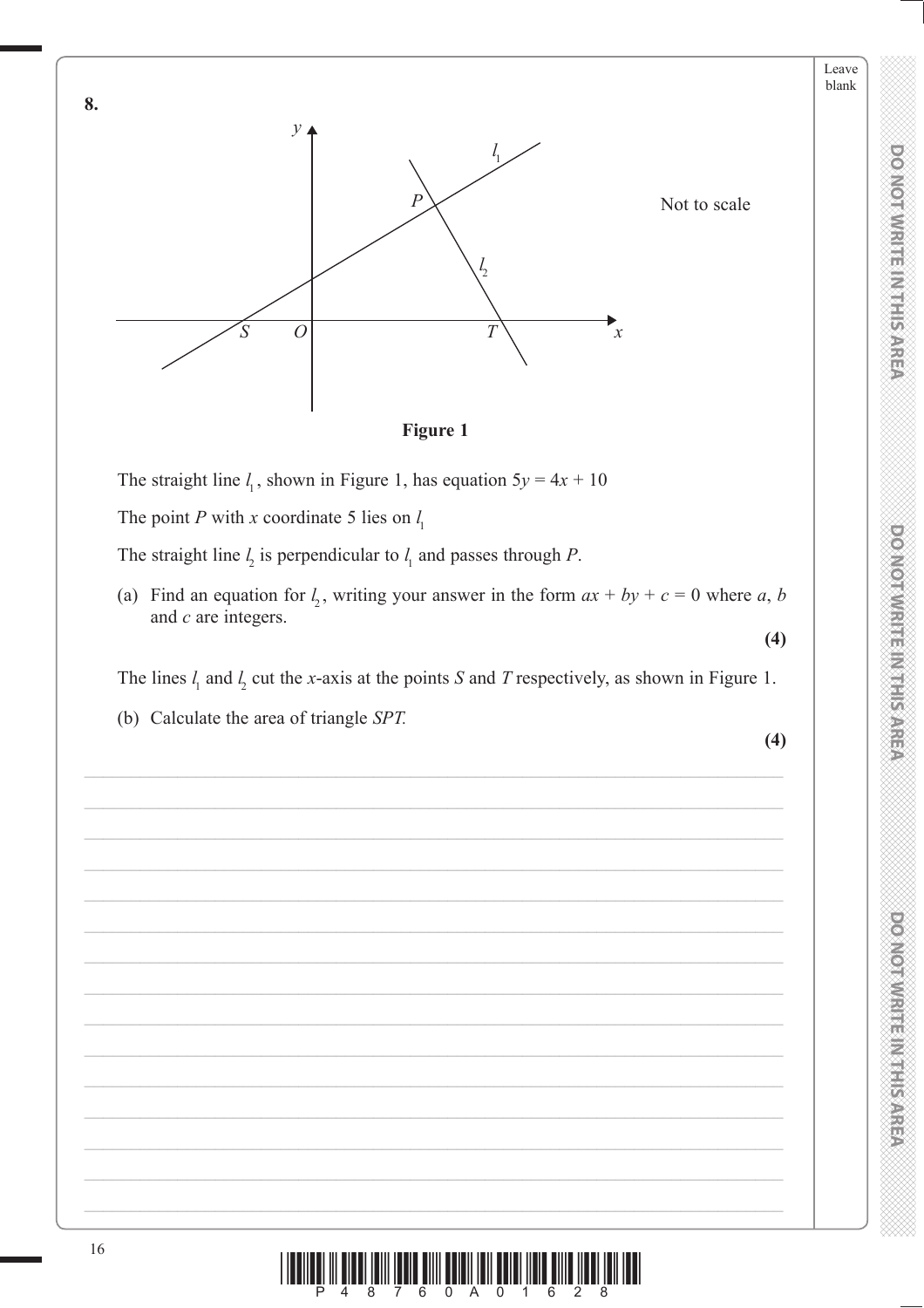**8.**

Not to scale

**Figure 1**

The straight line $l_1$, shown in Figure 1, has equation $5y = 4x + 10$

The point $P$ with $x$ coordinate 5 lies on $l_1$

The straight line $l_2$ is perpendicular to $l_1$ and passes through $P$.

(a) Find an equation for $l_2$, writing your answer in the form $ax + by + c = 0$ where $a$, $b$ and $c$ are integers.

**(4)**

The lines $l_1$ and $l_2$ cut the $x$-axis at the points $S$ and $T$ respectively, as shown in Figure 1.

(b) Calculate the area of triangle $SPT$.

**(4)**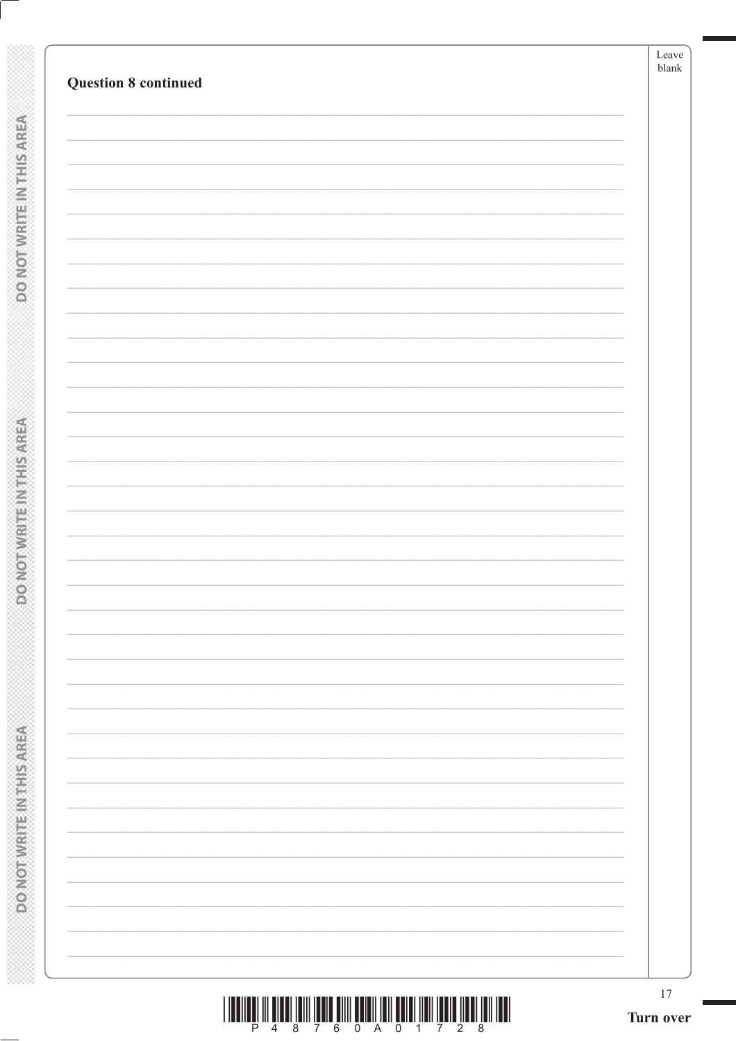**Question 8 continued**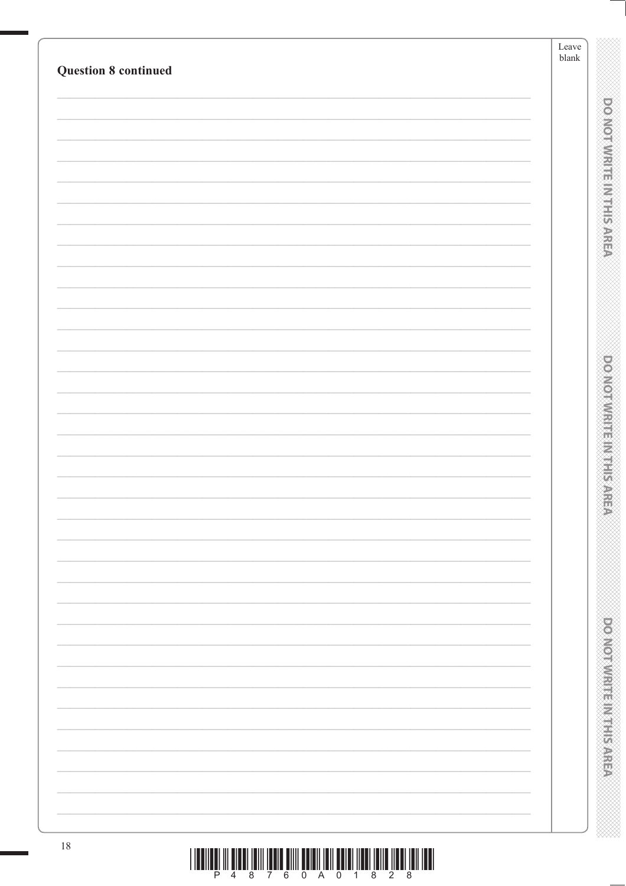**Question 8 continued**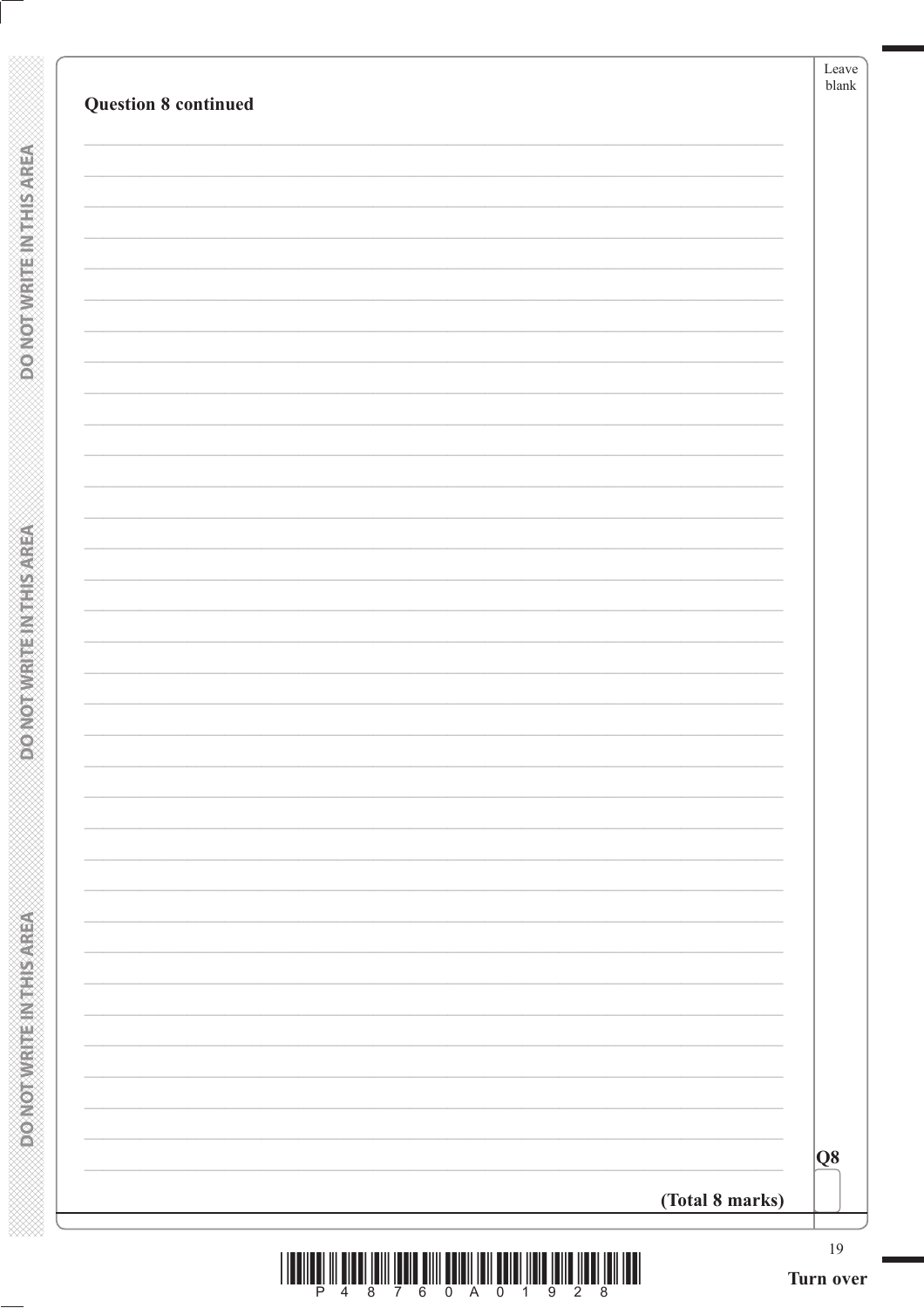**Question 8 continued**

**(Total 8 marks)**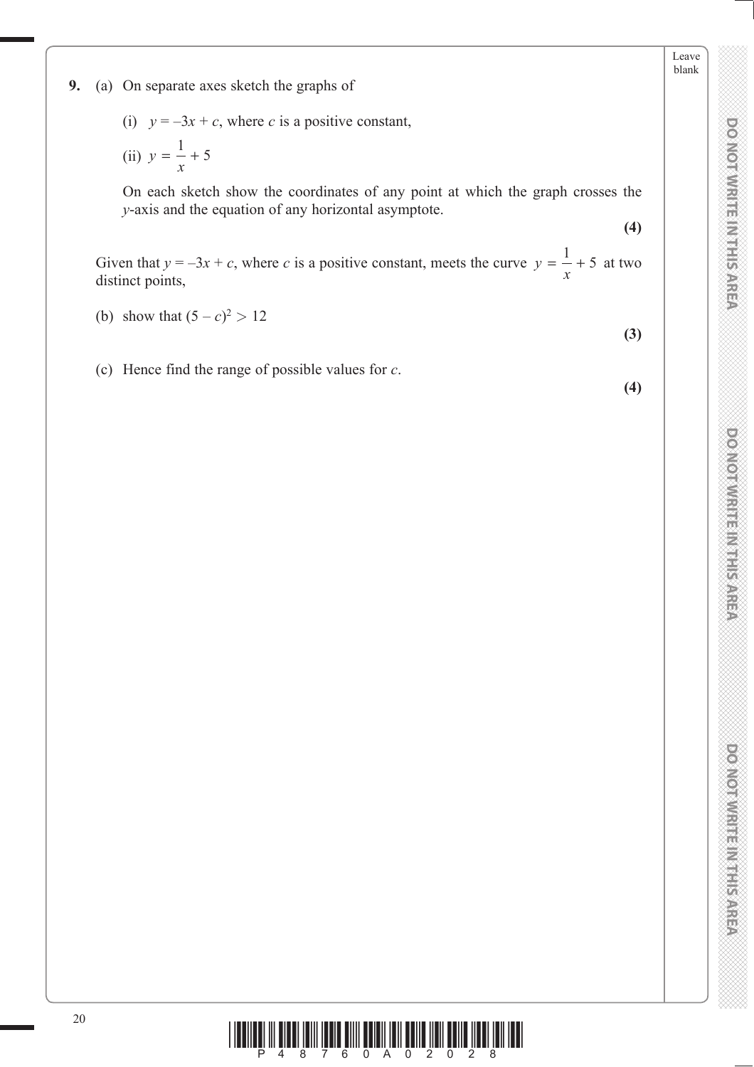**9.** (a) On separate axes sketch the graphs of

(i) $y = -3x + c$, where $c$ is a positive constant,

(ii) $y = \dfrac{1}{x} + 5$

On each sketch show the coordinates of any point at which the graph crosses the $y$-axis and the equation of any horizontal asymptote.

**(4)**

Given that $y = -3x + c$, where $c$ is a positive constant, meets the curve $y = \dfrac{1}{x} + 5$ at two distinct points,

(b) show that $(5 - c)^2 > 12$

**(3)**

(c) Hence find the range of possible values for $c$.

**(4)**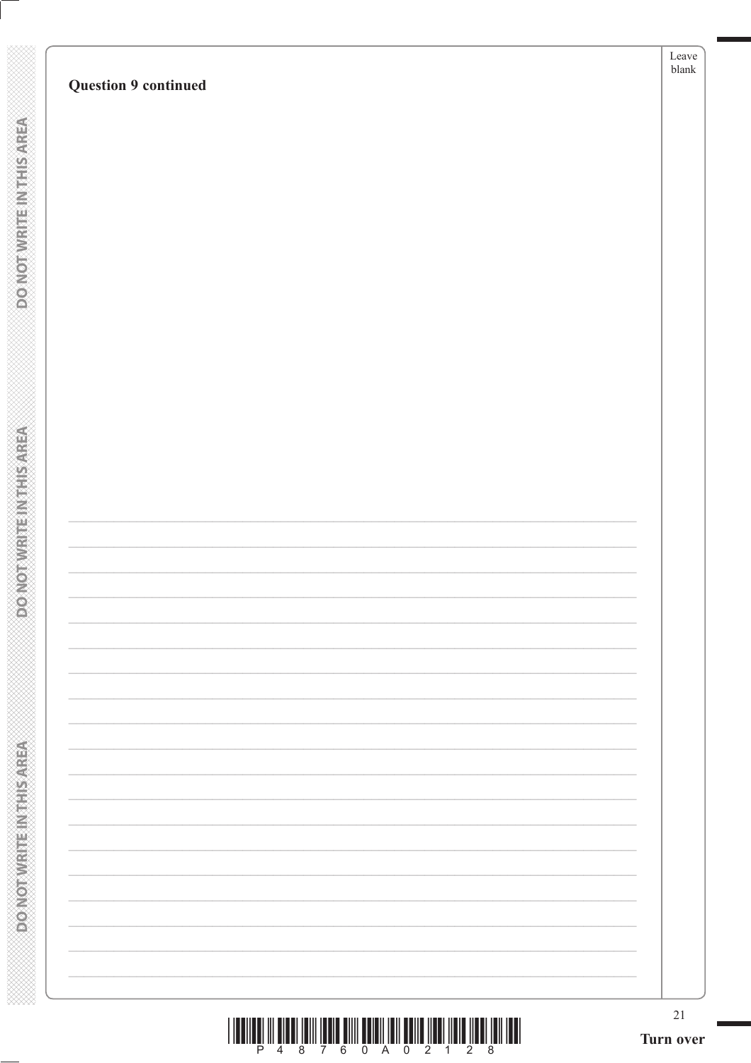**Question 9 continued**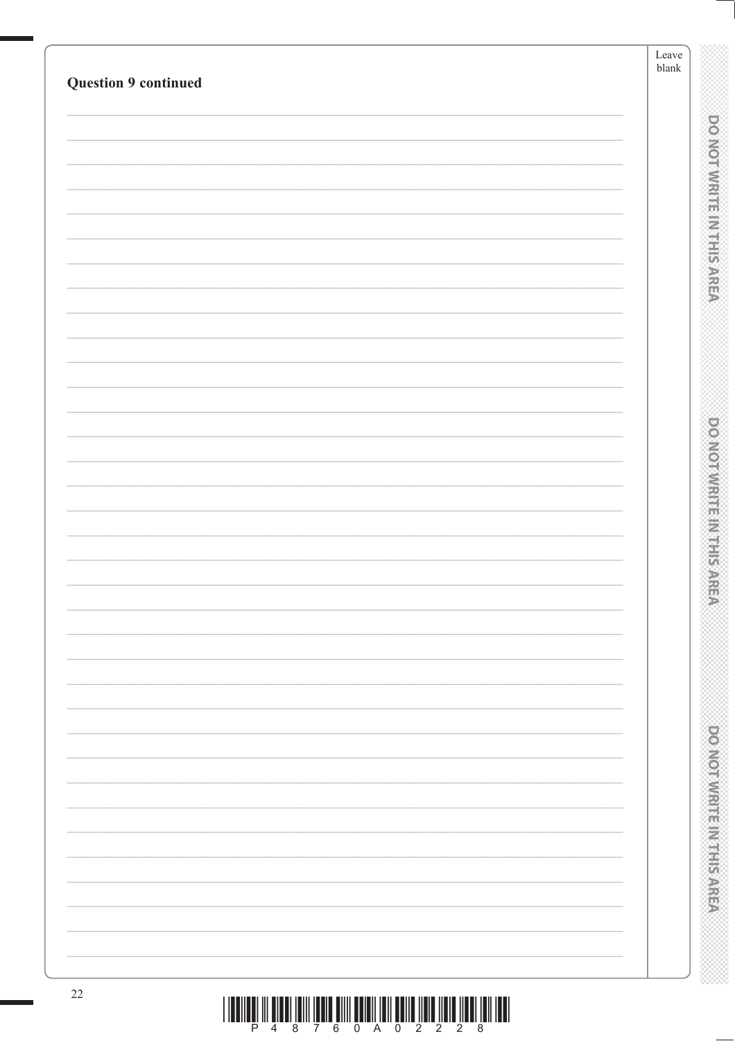**Question 9 continued**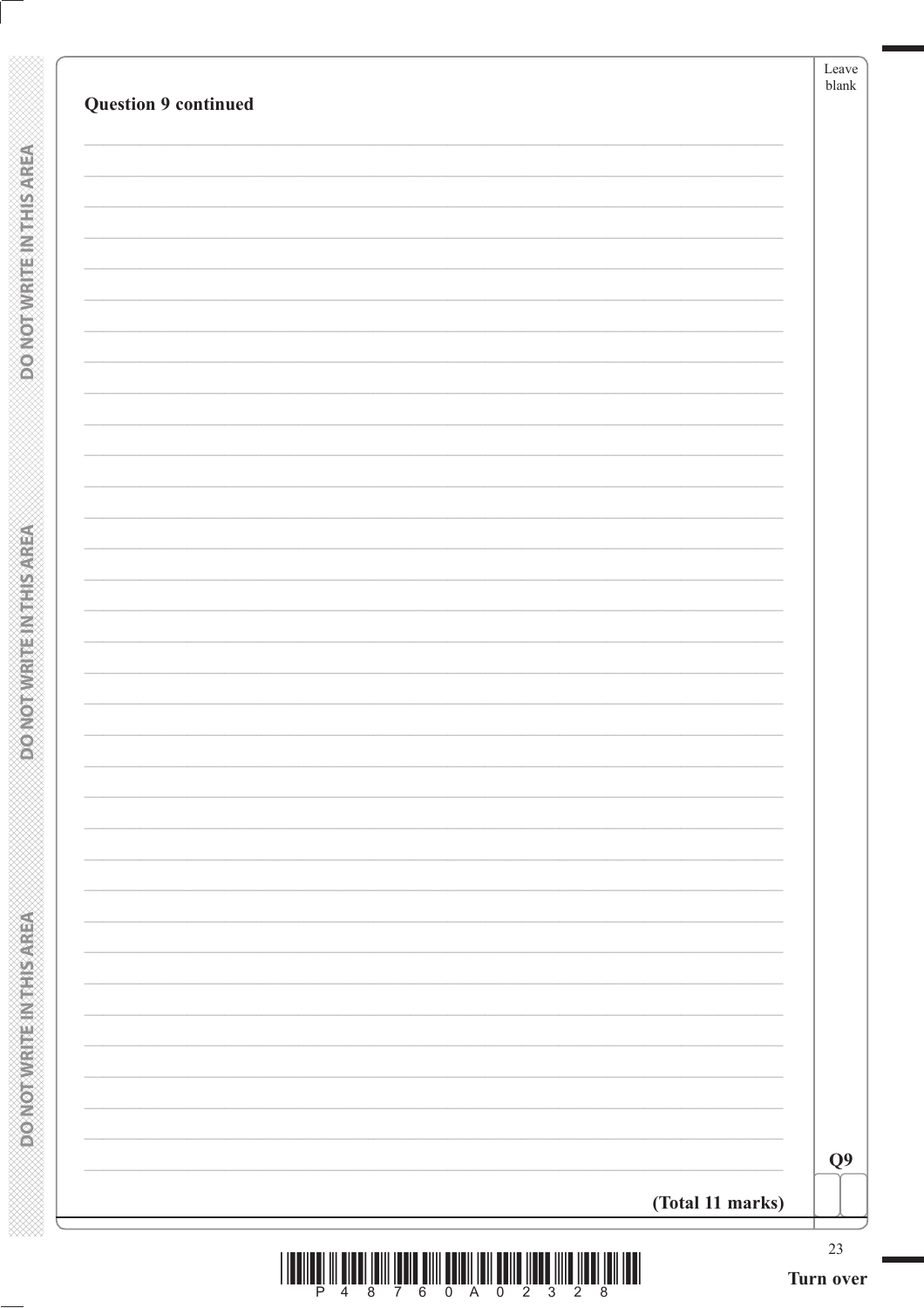**Question 9 continued**

**(Total 11 marks)**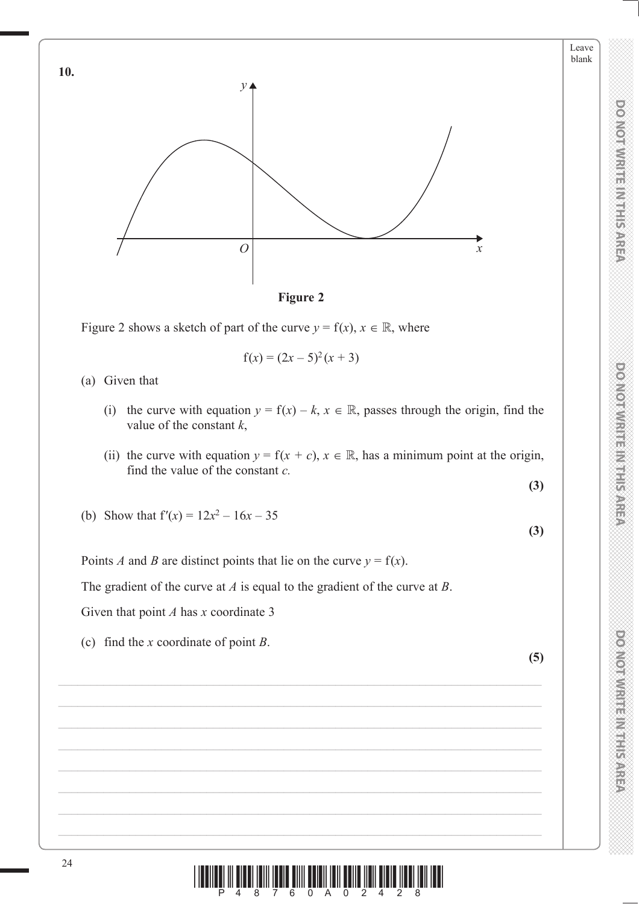**10.**

**Figure 2**

Figure 2 shows a sketch of part of the curve $y = \mathrm{f}(x)$, $x \in \mathbb{R}$, where

$$\mathrm{f}(x) = (2x - 5)^2 (x + 3)$$

(a) Given that

(i) the curve with equation $y = \mathrm{f}(x) - k$, $x \in \mathbb{R}$, passes through the origin, find the value of the constant $k$,

(ii) the curve with equation $y = \mathrm{f}(x + c)$, $x \in \mathbb{R}$, has a minimum point at the origin, find the value of the constant $c$.

**(3)**

(b) Show that $\mathrm{f}'(x) = 12x^2 - 16x - 35$

**(3)**

Points $A$ and $B$ are distinct points that lie on the curve $y = \mathrm{f}(x)$.

The gradient of the curve at $A$ is equal to the gradient of the curve at $B$.

Given that point $A$ has $x$ coordinate 3

(c) find the $x$ coordinate of point $B$.

**(5)**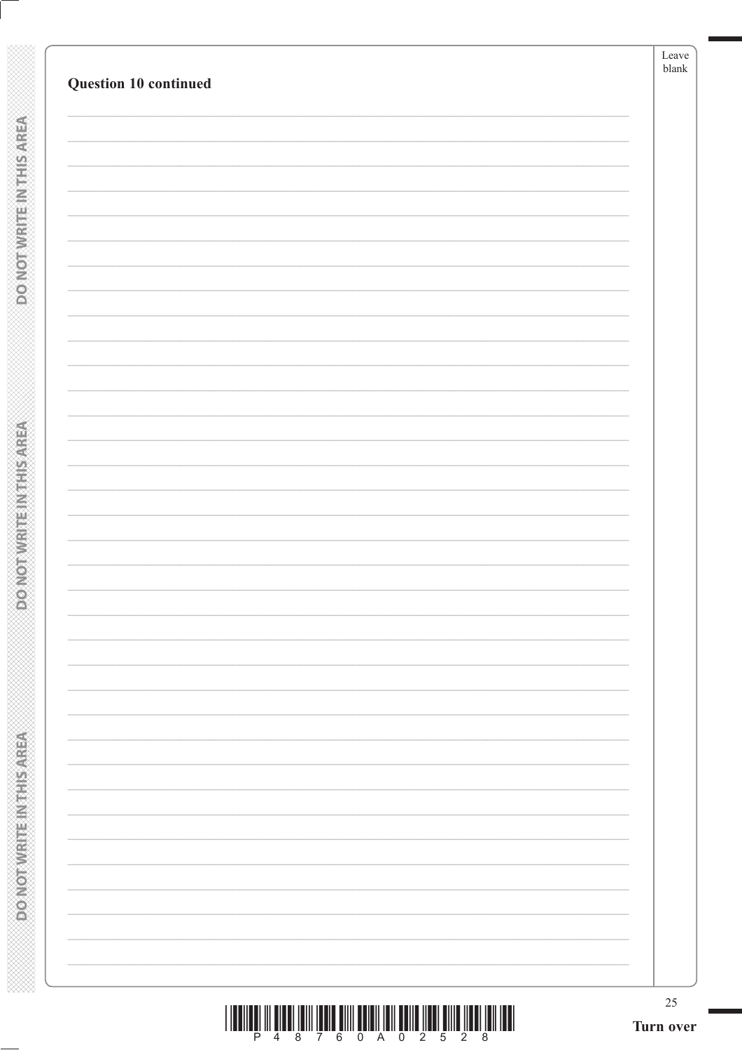**Question 10 continued**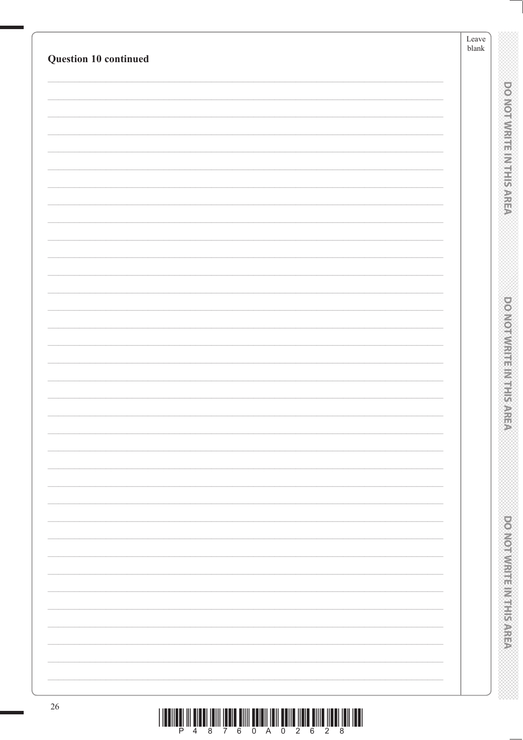**Question 10 continued**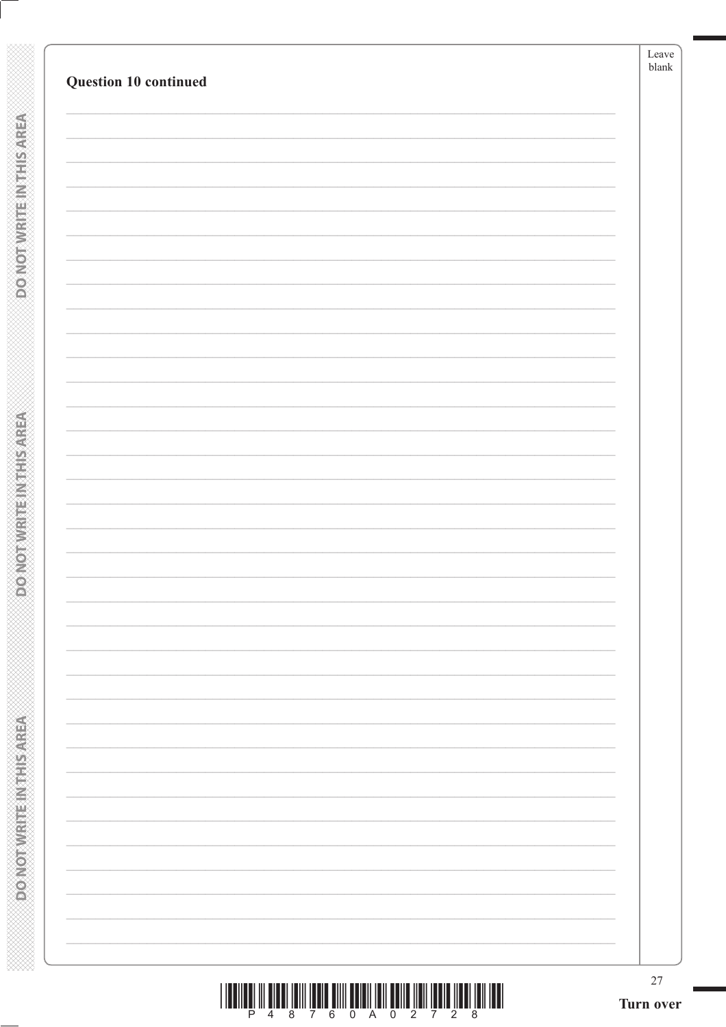**Question 10 continued**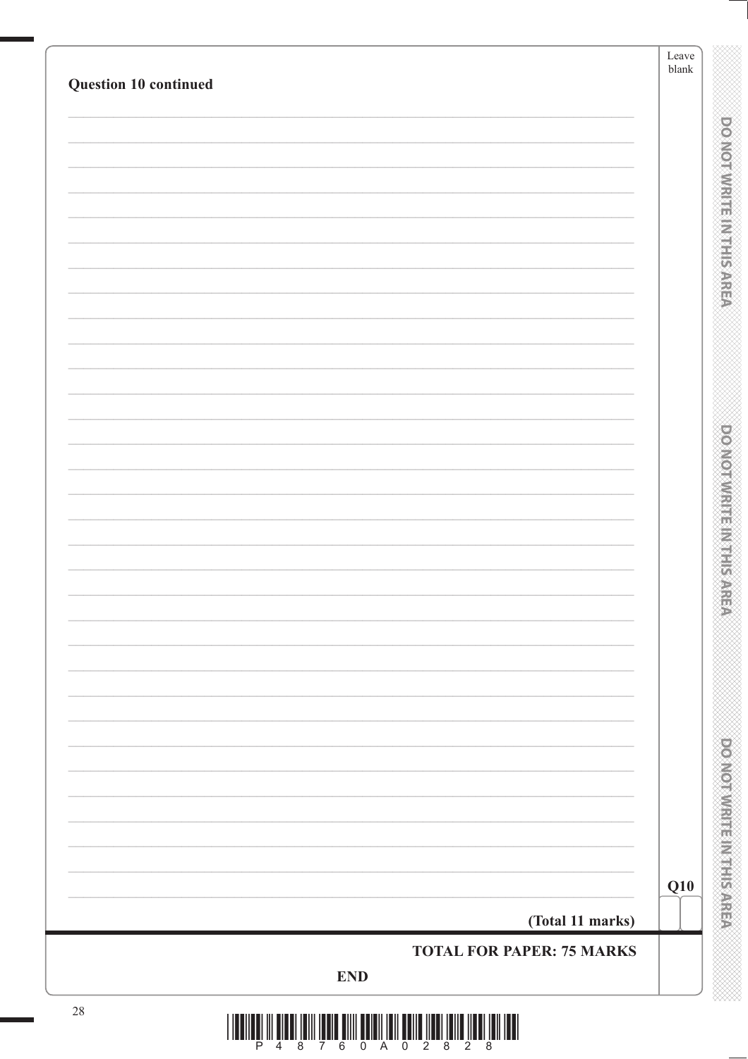**Question 10 continued**

Q10

**(Total 11 marks)**

**TOTAL FOR PAPER: 75 MARKS**

**END**